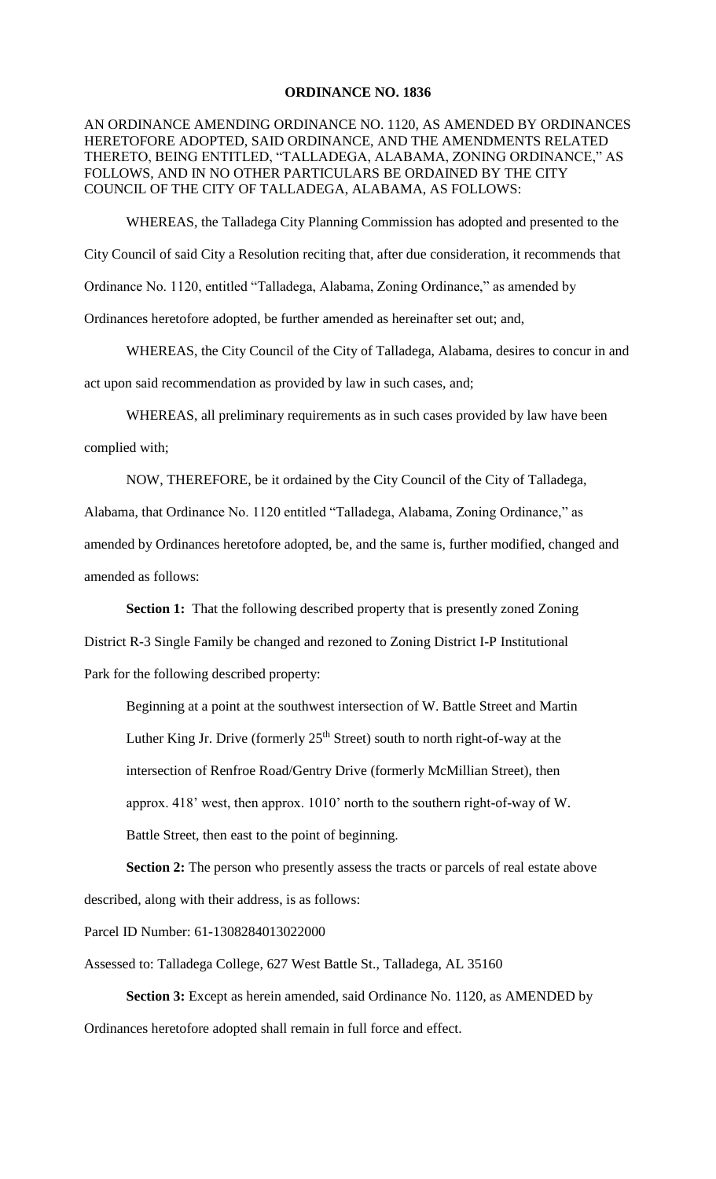# ORDINANCE NO. 1836

AN ORDINANCE AMENDING ORDINANCE NO. 1120, AS AMENDED BY ORDINANCES HERETOFORE ADOPTED, SAID ORDINANCE, AND THE AMENDMENTS RELATED THERETO, BEING ENTITLED, "TALLADEGA, ALABAMA, ZONING ORDINANCE," AS FOLLOWS, AND IN NO OTHER PARTICULARS BE ORDAINED BY THE CITY COUNCIL OF THE CITY OF TALLADEGA, ALABAMA, AS FOLLOWS:

WHEREAS, the Talladega City Planning Commission has adopted and presented to the City Council of said City a Resolution reciting that, after due consideration, it recommends that Ordinance No. 1120, entitled "Talladega, Alabama, Zoning Ordinance," as amended by Ordinances heretofore adopted, be further amended as hereinafter set out; and,

WHEREAS, the City Council of the City of Talladega, Alabama, desires to concur in and act upon said recommendation as provided by law in such cases, and;

WHEREAS, all preliminary requirements as in such cases provided by law have been complied with;

NOW, THEREFORE, be it ordained by the City Council of the City of Talladega, Alabama, that Ordinance No. 1120 entitled "Talladega, Alabama, Zoning Ordinance," as amended by Ordinances heretofore adopted, be, and the same is, further modified, changed and amended as follows:

**Section 1:** That the following described property that is presently zoned Zoning District R-3 Single Family be changed and rezoned to Zoning District I-P Institutional Park for the following described property:

Beginning at a point at the southwest intersection of W. Battle Street and Martin Luther King Jr. Drive (formerly 25th Street) south to north right-of-way at the intersection of Renfroe Road/Gentry Drive (formerly McMillian Street), then approx. 418' west, then approx. 1010' north to the southern right-of-way of W. Battle Street, then east to the point of beginning.

**Section 2:** The person who presently assess the tracts or parcels of real estate above described, along with their address, is as follows:

Parcel ID Number: 61-1308284013022000

Assessed to: Talladega College, 627 West Battle St., Talladega, AL 35160

**Section 3:** Except as herein amended, said Ordinance No. 1120, as AMENDED by Ordinances heretofore adopted shall remain in full force and effect.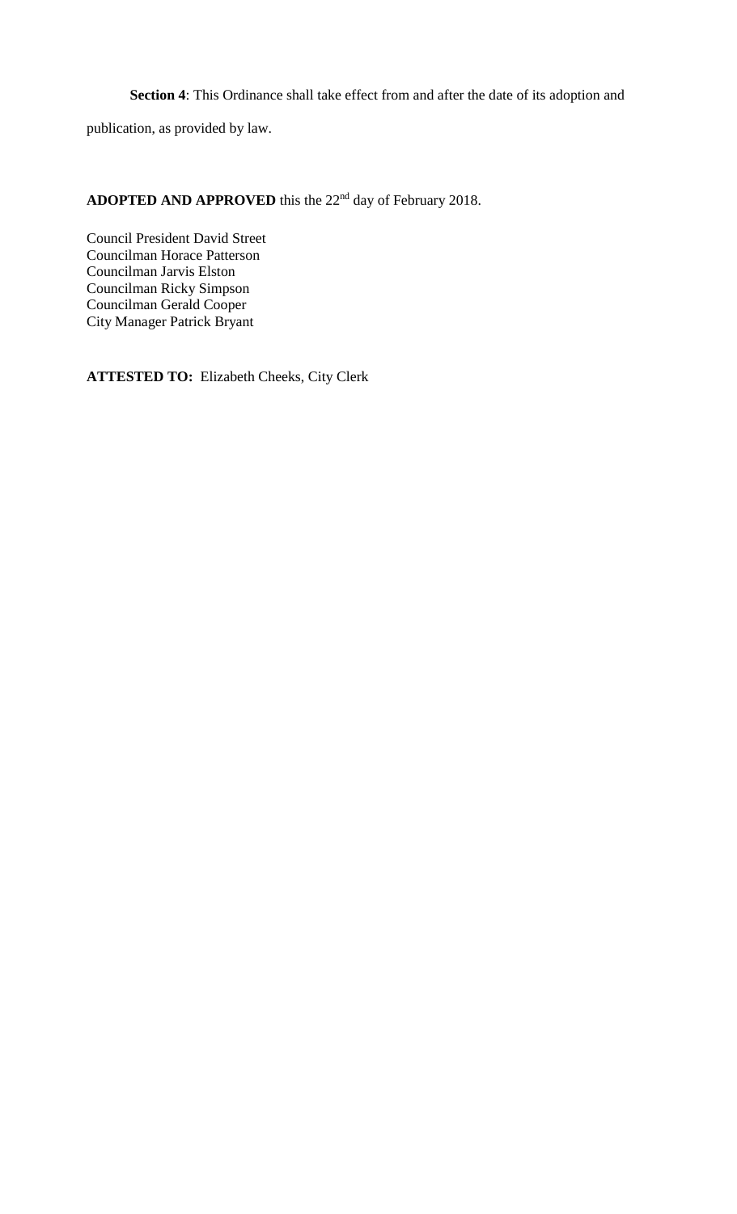**Section 4**: This Ordinance shall take effect from and after the date of its adoption and publication, as provided by law.

**ADOPTED AND APPROVED** this the 22nd day of February 2018.

Council President David Street
Councilman Horace Patterson
Councilman Jarvis Elston
Councilman Ricky Simpson
Councilman Gerald Cooper
City Manager Patrick Bryant

**ATTESTED TO:** Elizabeth Cheeks, City Clerk